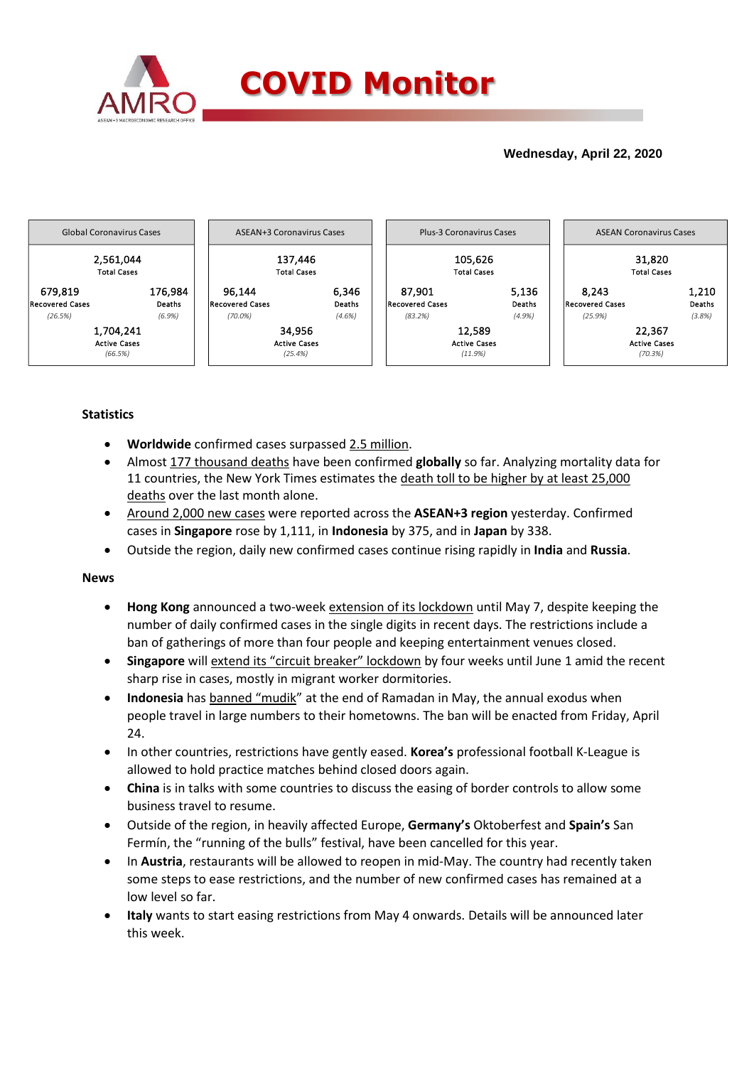# COVID Monitor

**Wednesday, April 22, 2020**

| Global Coronavirus Cases | ASEAN+3 Coronavirus Cases | Plus-3 Coronavirus Cases | ASEAN Coronavirus Cases |
|---|---|---|---|
| 2,561,044 Total Cases | 137,446 Total Cases | 105,626 Total Cases | 31,820 Total Cases |
| 679,819 Recovered Cases (26.5%) | 96,144 Recovered Cases (70.0%) | 87,901 Recovered Cases (83.2%) | 8,243 Recovered Cases (25.9%) |
| 176,984 Deaths (6.9%) | 6,346 Deaths (4.6%) | 5,136 Deaths (4.9%) | 1,210 Deaths (3.8%) |
| 1,704,241 Active Cases (66.5%) | 34,956 Active Cases (25.4%) | 12,589 Active Cases (11.9%) | 22,367 Active Cases (70.3%) |

## Statistics

- **Worldwide** confirmed cases surpassed 2.5 million.
- Almost 177 thousand deaths have been confirmed **globally** so far. Analyzing mortality data for 11 countries, the New York Times estimates the death toll to be higher by at least 25,000 deaths over the last month alone.
- Around 2,000 new cases were reported across the **ASEAN+3 region** yesterday. Confirmed cases in **Singapore** rose by 1,111, in **Indonesia** by 375, and in **Japan** by 338.
- Outside the region, daily new confirmed cases continue rising rapidly in **India** and **Russia**.

## News

- **Hong Kong** announced a two-week extension of its lockdown until May 7, despite keeping the number of daily confirmed cases in the single digits in recent days. The restrictions include a ban of gatherings of more than four people and keeping entertainment venues closed.
- **Singapore** will extend its "circuit breaker" lockdown by four weeks until June 1 amid the recent sharp rise in cases, mostly in migrant worker dormitories.
- **Indonesia** has banned "mudik" at the end of Ramadan in May, the annual exodus when people travel in large numbers to their hometowns. The ban will be enacted from Friday, April 24.
- In other countries, restrictions have gently eased. **Korea's** professional football K-League is allowed to hold practice matches behind closed doors again.
- **China** is in talks with some countries to discuss the easing of border controls to allow some business travel to resume.
- Outside of the region, in heavily affected Europe, **Germany's** Oktoberfest and **Spain's** San Fermín, the "running of the bulls" festival, have been cancelled for this year.
- In **Austria**, restaurants will be allowed to reopen in mid-May. The country had recently taken some steps to ease restrictions, and the number of new confirmed cases has remained at a low level so far.
- **Italy** wants to start easing restrictions from May 4 onwards. Details will be announced later this week.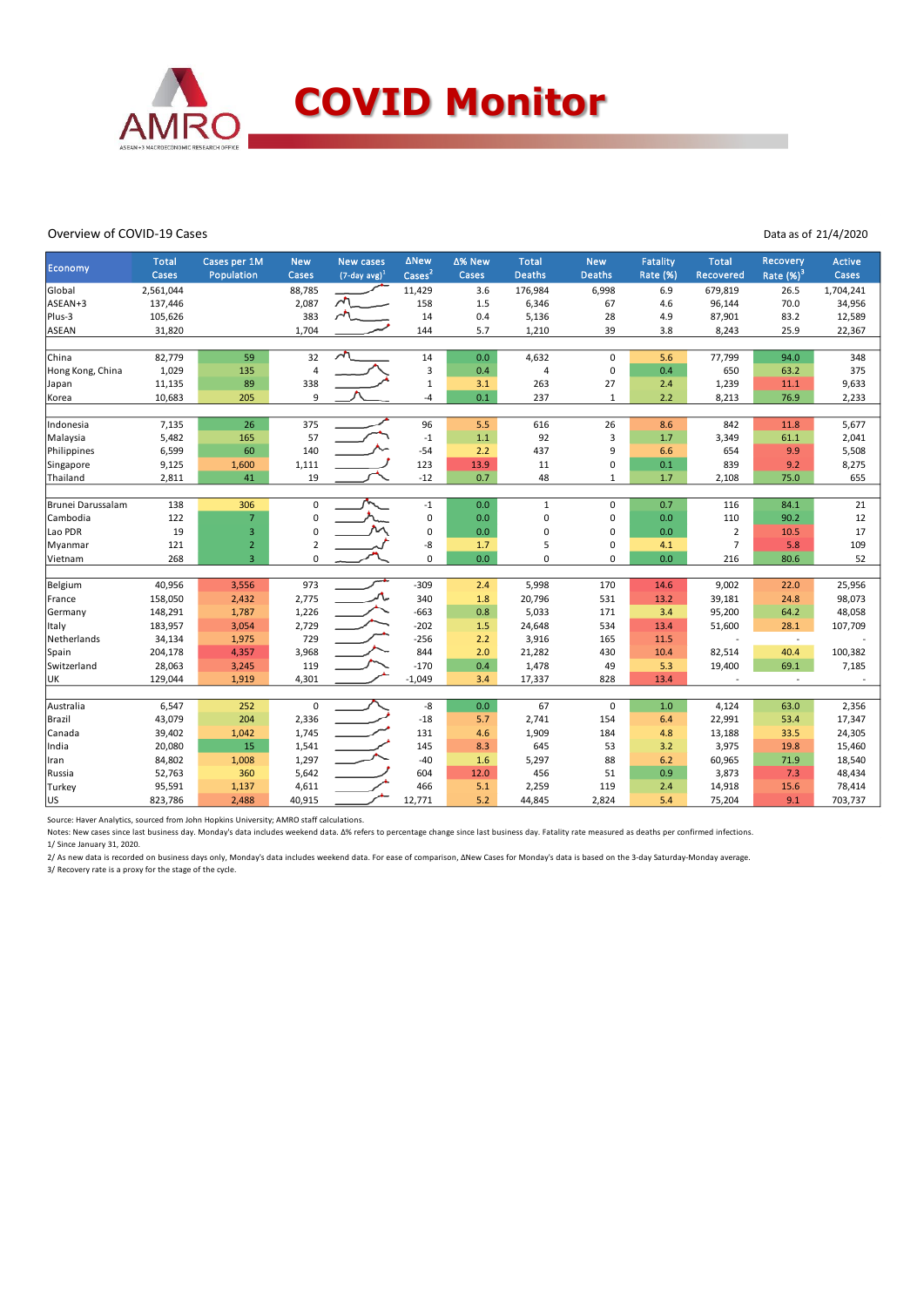# COVID Monitor

Overview of COVID-19 Cases

Data as of 21/4/2020

| Economy | Total Cases | Cases per 1M Population | New Cases | New cases (7-day avg)[1] | ΔNew Cases[2] | Δ% New Cases | Total Deaths | New Deaths | Fatality Rate (%) | Total Recovered | Recovery Rate (%)[3] | Active Cases |
|---|---|---|---|---|---|---|---|---|---|---|---|---|
| Global | 2,561,044 | | 88,785 | | 11,429 | 3.6 | 176,984 | 6,998 | 6.9 | 679,819 | 26.5 | 1,704,241 |
| ASEAN+3 | 137,446 | | 2,087 | | 158 | 1.5 | 6,346 | 67 | 4.6 | 96,144 | 70.0 | 34,956 |
| Plus-3 | 105,626 | | 383 | | 14 | 0.4 | 5,136 | 28 | 4.9 | 87,901 | 83.2 | 12,589 |
| ASEAN | 31,820 | | 1,704 | | 144 | 5.7 | 1,210 | 39 | 3.8 | 8,243 | 25.9 | 22,367 |
| | | | | | | | | | | | | |
| China | 82,779 | 59 | 32 | | 14 | 0.0 | 4,632 | 0 | 5.6 | 77,799 | 94.0 | 348 |
| Hong Kong, China | 1,029 | 135 | 4 | | 3 | 0.4 | 4 | 0 | 0.4 | 650 | 63.2 | 375 |
| Japan | 11,135 | 89 | 338 | | 1 | 3.1 | 263 | 27 | 2.4 | 1,239 | 11.1 | 9,633 |
| Korea | 10,683 | 205 | 9 | | -4 | 0.1 | 237 | 1 | 2.2 | 8,213 | 76.9 | 2,233 |
| | | | | | | | | | | | | |
| Indonesia | 7,135 | 26 | 375 | | 96 | 5.5 | 616 | 26 | 8.6 | 842 | 11.8 | 5,677 |
| Malaysia | 5,482 | 165 | 57 | | -1 | 1.1 | 92 | 3 | 1.7 | 3,349 | 61.1 | 2,041 |
| Philippines | 6,599 | 60 | 140 | | -54 | 2.2 | 437 | 9 | 6.6 | 654 | 9.9 | 5,508 |
| Singapore | 9,125 | 1,600 | 1,111 | | 123 | 13.9 | 11 | 0 | 0.1 | 839 | 9.2 | 8,275 |
| Thailand | 2,811 | 41 | 19 | | -12 | 0.7 | 48 | 1 | 1.7 | 2,108 | 75.0 | 655 |
| | | | | | | | | | | | | |
| Brunei Darussalam | 138 | 306 | 0 | | -1 | 0.0 | 1 | 0 | 0.7 | 116 | 84.1 | 21 |
| Cambodia | 122 | 7 | 0 | | 0 | 0.0 | 0 | 0 | 0.0 | 110 | 90.2 | 12 |
| Lao PDR | 19 | 3 | 0 | | 0 | 0.0 | 0 | 0 | 0.0 | 2 | 10.5 | 17 |
| Myanmar | 121 | 2 | 2 | | -8 | 1.7 | 5 | 0 | 4.1 | 7 | 5.8 | 109 |
| Vietnam | 268 | 3 | 0 | | 0 | 0.0 | 0 | 0 | 0.0 | 216 | 80.6 | 52 |
| | | | | | | | | | | | | |
| Belgium | 40,956 | 3,556 | 973 | | -309 | 2.4 | 5,998 | 170 | 14.6 | 9,002 | 22.0 | 25,956 |
| France | 158,050 | 2,432 | 2,775 | | 340 | 1.8 | 20,796 | 531 | 13.2 | 39,181 | 24.8 | 98,073 |
| Germany | 148,291 | 1,787 | 1,226 | | -663 | 0.8 | 5,033 | 171 | 3.4 | 95,200 | 64.2 | 48,058 |
| Italy | 183,957 | 3,054 | 2,729 | | -202 | 1.5 | 24,648 | 534 | 13.4 | 51,600 | 28.1 | 107,709 |
| Netherlands | 34,134 | 1,975 | 729 | | -256 | 2.2 | 3,916 | 165 | 11.5 | - | - | - |
| Spain | 204,178 | 4,357 | 3,968 | | 844 | 2.0 | 21,282 | 430 | 10.4 | 82,514 | 40.4 | 100,382 |
| Switzerland | 28,063 | 3,245 | 119 | | -170 | 0.4 | 1,478 | 49 | 5.3 | 19,400 | 69.1 | 7,185 |
| UK | 129,044 | 1,919 | 4,301 | | -1,049 | 3.4 | 17,337 | 828 | 13.4 | - | - | - |
| | | | | | | | | | | | | |
| Australia | 6,547 | 252 | 0 | | -8 | 0.0 | 67 | 0 | 1.0 | 4,124 | 63.0 | 2,356 |
| Brazil | 43,079 | 204 | 2,336 | | -18 | 5.7 | 2,741 | 154 | 6.4 | 22,991 | 53.4 | 17,347 |
| Canada | 39,402 | 1,042 | 1,745 | | 131 | 4.6 | 1,909 | 184 | 4.8 | 13,188 | 33.5 | 24,305 |
| India | 20,080 | 15 | 1,541 | | 145 | 8.3 | 645 | 53 | 3.2 | 3,975 | 19.8 | 15,460 |
| Iran | 84,802 | 1,008 | 1,297 | | -40 | 1.6 | 5,297 | 88 | 6.2 | 60,965 | 71.9 | 18,540 |
| Russia | 52,763 | 360 | 5,642 | | 604 | 12.0 | 456 | 51 | 0.9 | 3,873 | 7.3 | 48,434 |
| Turkey | 95,591 | 1,137 | 4,611 | | 466 | 5.1 | 2,259 | 119 | 2.4 | 14,918 | 15.6 | 78,414 |
| US | 823,786 | 2,488 | 40,915 | | 12,771 | 5.2 | 44,845 | 2,824 | 5.4 | 75,204 | 9.1 | 703,737 |

Source: Haver Analytics, sourced from John Hopkins University; AMRO staff calculations.

Notes: New cases since last business day. Monday's data includes weekend data. Δ% refers to percentage change since last business day. Fatality rate measured as deaths per confirmed infections.

1/ Since January 31, 2020.

2/ As new data is recorded on business days only, Monday's data includes weekend data. For ease of comparison, ΔNew Cases for Monday's data is based on the 3-day Saturday-Monday average.

3/ Recovery rate is a proxy for the stage of the cycle.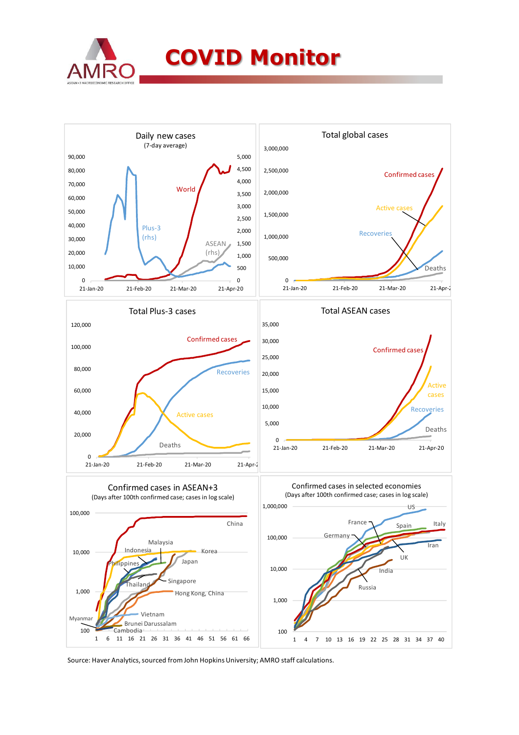# COVID Monitor

AMRO
ASEAN+3 MACROECONOMIC RESEARCH OFFICE

Daily new cases
(7-day average)

90,000
80,000
70,000
60,000
50,000
40,000
30,000
20,000
10,000
0

5,000
4,500
4,000
3,500
3,000
2,500
2,000
1,500
1,000
500
0

World
Plus-3 (rhs)
ASEAN (rhs)

21-Jan-20
21-Feb-20
21-Mar-20
21-Apr-20

Total global cases

3,000,000
2,500,000
2,000,000
1,500,000
1,000,000
500,000
0

Confirmed cases
Active cases
Recoveries
Deaths

21-Jan-20
21-Feb-20
21-Mar-20
21-Apr-20

Total Plus-3 cases

120,000
100,000
80,000
60,000
40,000
20,000
0

Confirmed cases
Recoveries
Active cases
Deaths

21-Jan-20
21-Feb-20
21-Mar-20
21-Apr-20

Total ASEAN cases

35,000
30,000
25,000
20,000
15,000
10,000
5,000
0

Confirmed cases
Active cases
Recoveries
Deaths

21-Jan-20
21-Feb-20
21-Mar-20
21-Apr-20

Confirmed cases in ASEAN+3
(Days after 100th confirmed case; cases in log scale)

100,000
10,000
1,000
100

China
Malaysia
Indonesia
Korea
Philippines
Japan
Thailand
Singapore
Hong Kong, China
Vietnam
Myanmar
Brunei Darussalam
Cambodia

1 6 11 16 21 26 31 36 41 46 51 56 61 66

Confirmed cases in selected economies
(Days after 100th confirmed case; cases in log scale)

1,000,000
100,000
10,000
1,000
100

US
France
Spain
Italy
Germany
Iran
UK
India
Russia

1 4 7 10 13 16 19 22 25 28 31 34 37 40

Source: Haver Analytics, sourced from John Hopkins University; AMRO staff calculations.